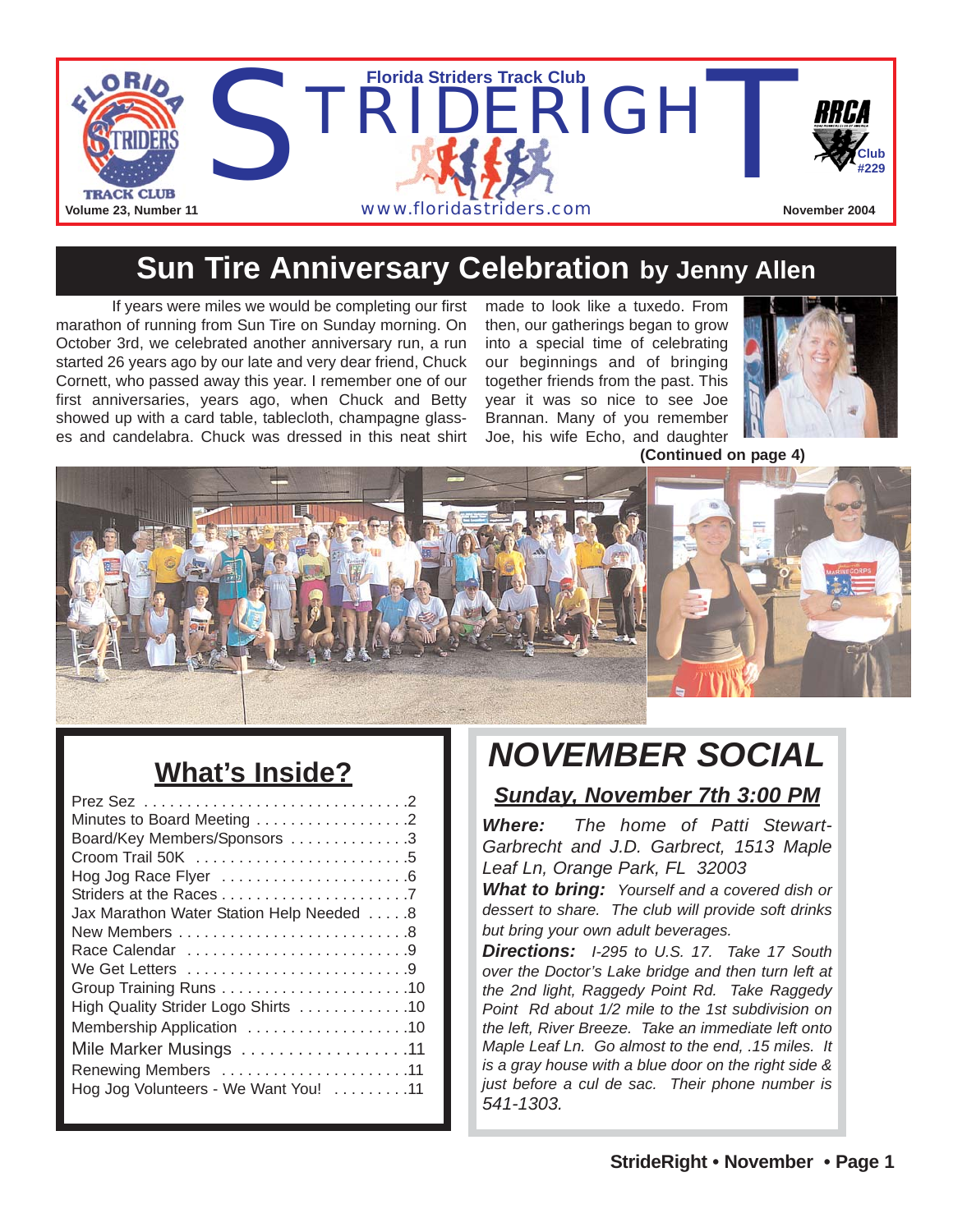# STRIDERIGHT

Florida Striders Track Club

www.floridastriders.com

Volume 23, Number 11 — November 2004

RRCA Club #229

## Sun Tire Anniversary Celebration by Jenny Allen

If years were miles we would be completing our first marathon of running from Sun Tire on Sunday morning. On October 3rd, we celebrated another anniversary run, a run started 26 years ago by our late and very dear friend, Chuck Cornett, who passed away this year. I remember one of our first anniversaries, years ago, when Chuck and Betty showed up with a card table, tablecloth, champagne glasses and candelabra. Chuck was dressed in this neat shirt made to look like a tuxedo. From then, our gatherings began to grow into a special time of celebrating our beginnings and of bringing together friends from the past. This year it was so nice to see Joe Brannan. Many of you remember Joe, his wife Echo, and daughter

**(Continued on page 4)**

## What's Inside?

- Prez Sez .....2
- Minutes to Board Meeting .....2
- Board/Key Members/Sponsors .....3
- Croom Trail 50K .....5
- Hog Jog Race Flyer .....6
- Striders at the Races .....7
- Jax Marathon Water Station Help Needed .....8
- New Members .....8
- Race Calendar .....9
- We Get Letters .....9
- Group Training Runs .....10
- High Quality Strider Logo Shirts .....10
- Membership Application .....10
- Mile Marker Musings .....11
- Renewing Members .....11
- Hog Jog Volunteers - We Want You! .....11

## *NOVEMBER SOCIAL*

### *Sunday, November 7th 3:00 PM*

***Where:*** *The home of Patti Stewart-Garbrecht and J.D. Garbrect, 1513 Maple Leaf Ln, Orange Park, FL 32003*

***What to bring:*** *Yourself and a covered dish or dessert to share. The club will provide soft drinks but bring your own adult beverages.*

***Directions:*** *I-295 to U.S. 17. Take 17 South over the Doctor's Lake bridge and then turn left at the 2nd light, Raggedy Point Rd. Take Raggedy Point Rd about 1/2 mile to the 1st subdivision on the left, River Breeze. Take an immediate left onto Maple Leaf Ln. Go almost to the end, .15 miles. It is a gray house with a blue door on the right side & just before a cul de sac. Their phone number is 541-1303.*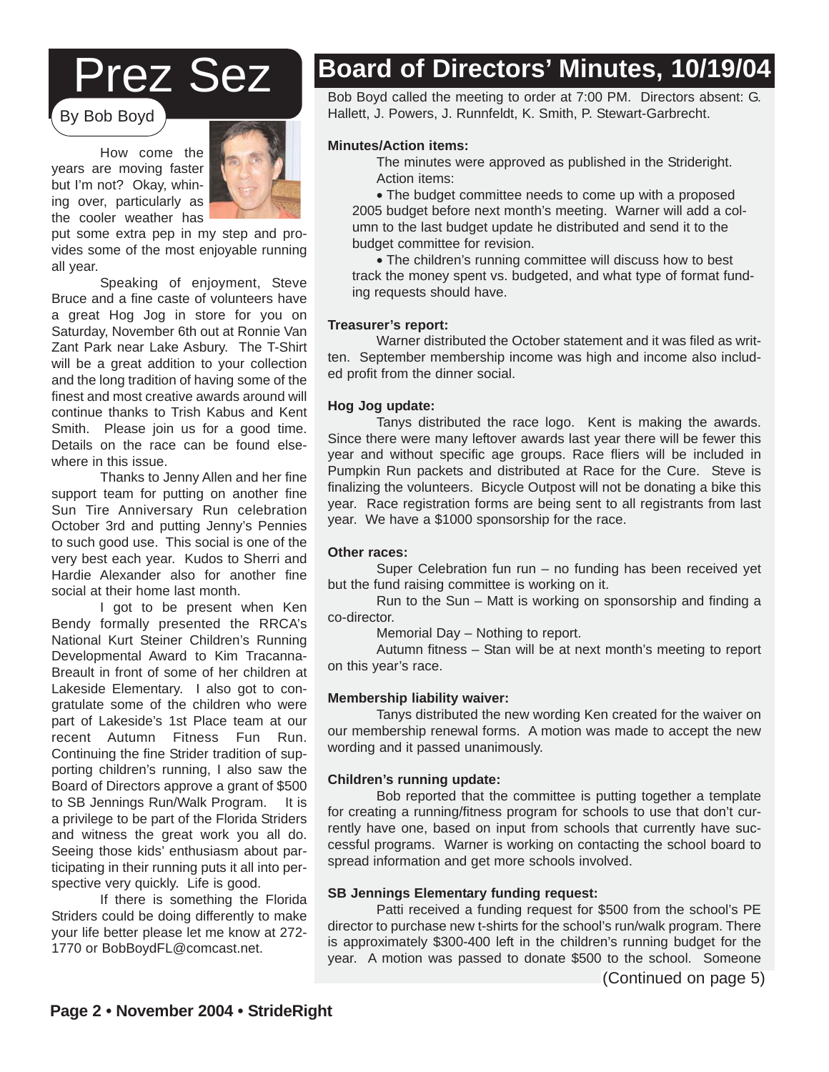# Prez Sez

By Bob Boyd

How come the years are moving faster but I'm not? Okay, whining over, particularly as the cooler weather has put some extra pep in my step and provides some of the most enjoyable running all year.

Speaking of enjoyment, Steve Bruce and a fine caste of volunteers have a great Hog Jog in store for you on Saturday, November 6th out at Ronnie Van Zant Park near Lake Asbury. The T-Shirt will be a great addition to your collection and the long tradition of having some of the finest and most creative awards around will continue thanks to Trish Kabus and Kent Smith. Please join us for a good time. Details on the race can be found elsewhere in this issue.

Thanks to Jenny Allen and her fine support team for putting on another fine Sun Tire Anniversary Run celebration October 3rd and putting Jenny's Pennies to such good use. This social is one of the very best each year. Kudos to Sherri and Hardie Alexander also for another fine social at their home last month.

I got to be present when Ken Bendy formally presented the RRCA's National Kurt Steiner Children's Running Developmental Award to Kim Tracanna-Breault in front of some of her children at Lakeside Elementary. I also got to congratulate some of the children who were part of Lakeside's 1st Place team at our recent Autumn Fitness Fun Run. Continuing the fine Strider tradition of supporting children's running, I also saw the Board of Directors approve a grant of $500 to SB Jennings Run/Walk Program. It is a privilege to be part of the Florida Striders and witness the great work you all do. Seeing those kids' enthusiasm about participating in their running puts it all into perspective very quickly. Life is good.

If there is something the Florida Striders could be doing differently to make your life better please let me know at 272-1770 or BobBoydFL@comcast.net.

# Board of Directors' Minutes, 10/19/04

Bob Boyd called the meeting to order at 7:00 PM. Directors absent: G. Hallett, J. Powers, J. Runnfeldt, K. Smith, P. Stewart-Garbrecht.

**Minutes/Action items:**

The minutes were approved as published in the Strideright.

Action items:

- The budget committee needs to come up with a proposed 2005 budget before next month's meeting. Warner will add a column to the last budget update he distributed and send it to the budget committee for revision.
- The children's running committee will discuss how to best track the money spent vs. budgeted, and what type of format funding requests should have.

**Treasurer's report:**

Warner distributed the October statement and it was filed as written. September membership income was high and income also included profit from the dinner social.

**Hog Jog update:**

Tanys distributed the race logo. Kent is making the awards. Since there were many leftover awards last year there will be fewer this year and without specific age groups. Race fliers will be included in Pumpkin Run packets and distributed at Race for the Cure. Steve is finalizing the volunteers. Bicycle Outpost will not be donating a bike this year. Race registration forms are being sent to all registrants from last year. We have a $1000 sponsorship for the race.

**Other races:**

Super Celebration fun run – no funding has been received yet but the fund raising committee is working on it.

Run to the Sun – Matt is working on sponsorship and finding a co-director.

Memorial Day – Nothing to report.

Autumn fitness – Stan will be at next month's meeting to report on this year's race.

**Membership liability waiver:**

Tanys distributed the new wording Ken created for the waiver on our membership renewal forms. A motion was made to accept the new wording and it passed unanimously.

**Children's running update:**

Bob reported that the committee is putting together a template for creating a running/fitness program for schools to use that don't currently have one, based on input from schools that currently have successful programs. Warner is working on contacting the school board to spread information and get more schools involved.

**SB Jennings Elementary funding request:**

Patti received a funding request for $500 from the school's PE director to purchase new t-shirts for the school's run/walk program. There is approximately $300-400 left in the children's running budget for the year. A motion was passed to donate $500 to the school. Someone

(Continued on page 5)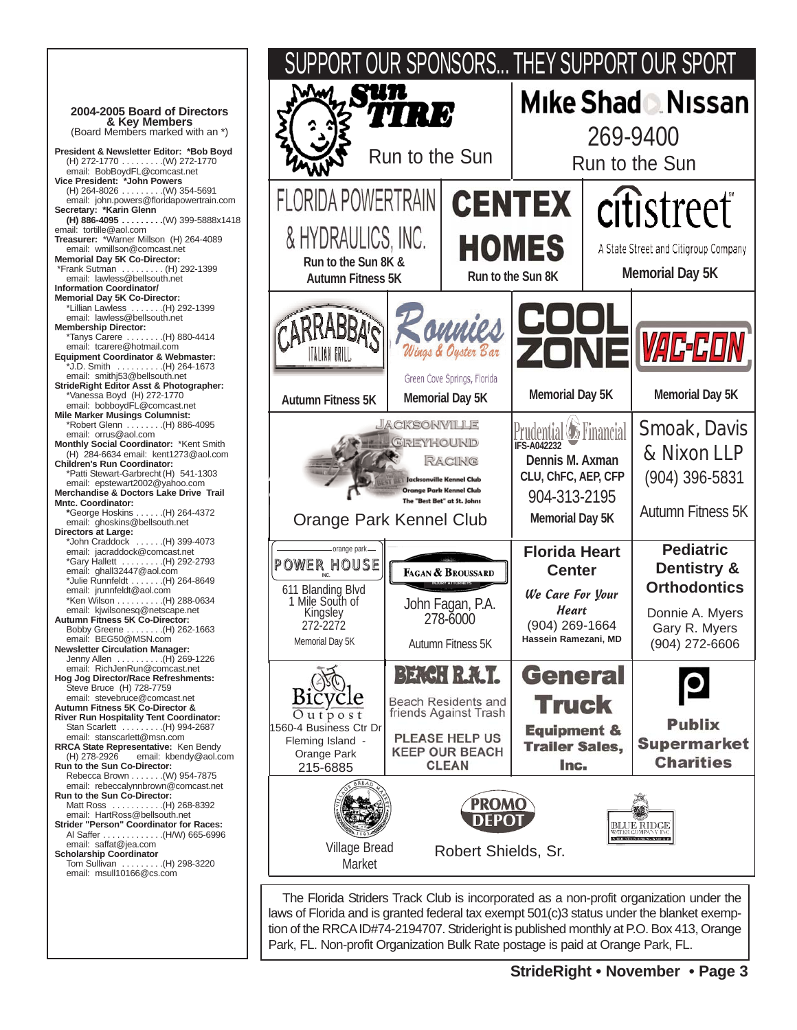## 2004-2005 Board of Directors & Key Members

(Board Members marked with an *)

**President & Newsletter Editor: *Bob Boyd**
(H) 272-1770 . . . . . . . . .(W) 272-1770
email: BobBoydFL@comcast.net

**Vice President: *John Powers**
(H) 264-8026 . . . . . . . . .(W) 354-5691
email: john.powers@floridapowertrain.com

**Secretary: *Karin Glenn**
**(H) 886-4095 . . . . . . . . .**(W) 399-5888x1418
email: tortille@aol.com

**Treasurer:** *Warner Millson (H) 264-4089
email: wmillson@comcast.net

**Memorial Day 5K Co-Director:**
*Frank Sutman . . . . . . . . . (H) 292-1399
email: lawless@bellsouth.net

**Information Coordinator/ Memorial Day 5K Co-Director:**
*Lillian Lawless . . . . . . .(H) 292-1399
email: lawless@bellsouth.net

**Membership Director:**
*Tanys Carere . . . . . . . .(H) 880-4414
email: tcarere@hotmail.com

**Equipment Coordinator & Webmaster:**
*J.D. Smith . . . . . . . . . .(H) 264-1673
email: smithj53@bellsouth.net

**StrideRight Editor Asst & Photographer:**
*Vanessa Boyd (H) 272-1770
email: bobboydFL@comcast.net

**Mile Marker Musings Columnist:**
*Robert Glenn . . . . . . . .(H) 886-4095
email: orrus@aol.com

**Monthly Social Coordinator:** *Kent Smith
(H) 284-6634 email: kent1273@aol.com

**Children's Run Coordinator:**
*Patti Stewart-Garbrecht (H) 541-1303
email: epstewart2002@yahoo.com

**Merchandise & Doctors Lake Drive Trail Mntc. Coordinator:**
*George Hoskins . . . . . .(H) 264-4372
email: ghoskins@bellsouth.net

**Directors at Large:**
*John Craddock . . . . . .(H) 399-4073
email: jacraddock@comcast.net
*Gary Hallett . . . . . . . . .(H) 292-2793
email: ghall32447@aol.com
*Julie Runnfeldt . . . . . . .(H) 264-8649
email: jrunnfeldt@aol.com
*Ken Wilson . . . . . . . . . .(H) 288-0634
email: kjwilsonesq@netscape.net

**Autumn Fitness 5K Co-Director:**
Bobby Greene . . . . . . . .(H) 262-1663
email: BEG50@MSN.com

**Newsletter Circulation Manager:**
Jenny Allen . . . . . . . . . .(H) 269-1226
email: RichJenRun@comcast.net

**Hog Jog Director/Race Refreshments:**
Steve Bruce (H) 728-7759
email: stevebruce@comcast.net

**Autumn Fitness 5K Co-Director & River Run Hospitality Tent Coordinator:**
Stan Scarlett . . . . . . . . .(H) 994-2687
email: stanscarlett@msn.com

**RRCA State Representative:** Ken Bendy
(H) 278-2926 email: kbendy@aol.com

**Run to the Sun Co-Director:**
Rebecca Brown . . . . . . .(W) 954-7875
email: rebeccalynnbrown@comcast.net

**Run to the Sun Co-Director:**
Matt Ross . . . . . . . . . . .(H) 268-8392
email: HartRoss@bellsouth.net

**Strider "Person" Coordinator for Races:**
Al Saffer . . . . . . . . . . . . .(H/W) 665-6996
email: saffat@jea.com

**Scholarship Coordinator**
Tom Sullivan . . . . . . . . .(H) 298-3220
email: msull10166@cs.com

## SUPPORT OUR SPONSORS... THEY SUPPORT OUR SPORT

- **Sun Tire** — Run to the Sun
- **Mike Shad Nissan** — 269-9400 — Run to the Sun
- **Florida Powertrain & Hydraulics, Inc.** — Run to the Sun 8K & Autumn Fitness 5K
- **Centex Homes** — Run to the Sun 8K
- **citistreet** — A State Street and Citigroup Company — Memorial Day 5K
- **Carrabba's Italian Grill** — Autumn Fitness 5K
- **Ronnies Wings & Oyster Bar**, Green Cove Springs, Florida — Memorial Day 5K
- **Cool Zone** — Memorial Day 5K
- **Vac-Con** — Memorial Day 5K
- **Jacksonville Greyhound Racing** — Jacksonville Kennel Club, Orange Park Kennel Club, The "Best Bet" at St. Johns — Orange Park Kennel Club
- **Prudential Financial** — IFS-A042232 — Dennis M. Axman, CLU, ChFC, AEP, CFP — 904-313-2195 — Memorial Day 5K
- **Smoak, Davis & Nixon LLP** — (904) 396-5831 — Autumn Fitness 5K
- **Orange Park Power House Inc.** — 611 Blanding Blvd, 1 Mile South of Kingsley — 272-2272 — Memorial Day 5K
- **Fagan & Broussard** Injury Attorneys — John Fagan, P.A. — 278-6000 — Autumn Fitness 5K
- **Florida Heart Center** — We Care For Your Heart — (904) 269-1664 — Hassein Ramezani, MD
- **Pediatric Dentistry & Orthodontics** — Donnie A. Myers, Gary R. Myers — (904) 272-6606
- **Bicycle Outpost** — 1560-4 Business Ctr Dr, Fleming Island - Orange Park — 215-6885
- **Beach R.A.T.** — Beach Residents and friends Against Trash — PLEASE HELP US KEEP OUR BEACH CLEAN
- **General Truck Equipment & Trailer Sales, Inc.**
- **Publix Supermarket Charities**
- **Village Bread Market**
- **Promo Depot** — Robert Shields, Sr.
- **Blue Ridge Water Company Inc.**

The Florida Striders Track Club is incorporated as a non-profit organization under the laws of Florida and is granted federal tax exempt 501(c)3 status under the blanket exemption of the RRCA ID#74-2194707. Strideright is published monthly at P.O. Box 413, Orange Park, FL. Non-profit Organization Bulk Rate postage is paid at Orange Park, FL.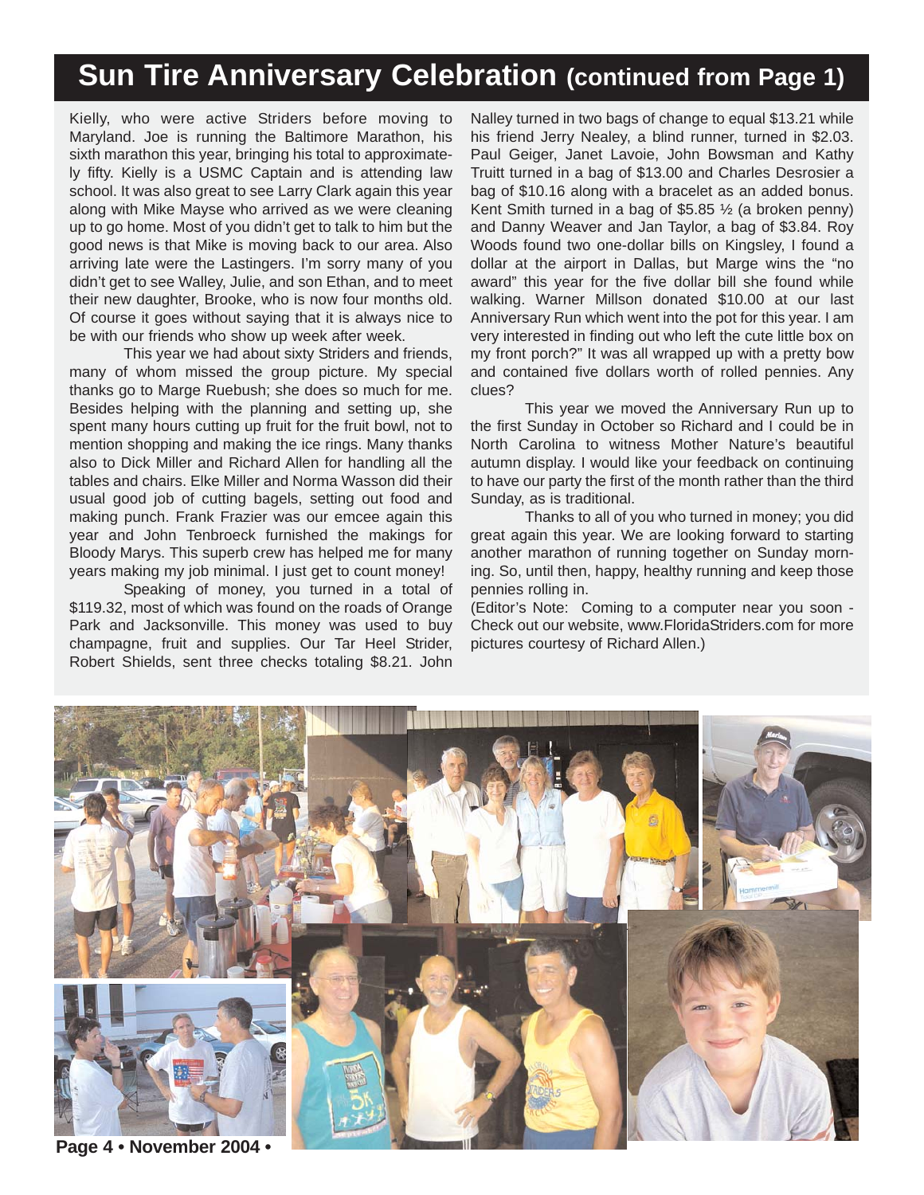# Sun Tire Anniversary Celebration (continued from Page 1)

Kielly, who were active Striders before moving to Maryland. Joe is running the Baltimore Marathon, his sixth marathon this year, bringing his total to approximately fifty. Kielly is a USMC Captain and is attending law school. It was also great to see Larry Clark again this year along with Mike Mayse who arrived as we were cleaning up to go home. Most of you didn't get to talk to him but the good news is that Mike is moving back to our area. Also arriving late were the Lastingers. I'm sorry many of you didn't get to see Walley, Julie, and son Ethan, and to meet their new daughter, Brooke, who is now four months old. Of course it goes without saying that it is always nice to be with our friends who show up week after week.

This year we had about sixty Striders and friends, many of whom missed the group picture. My special thanks go to Marge Ruebush; she does so much for me. Besides helping with the planning and setting up, she spent many hours cutting up fruit for the fruit bowl, not to mention shopping and making the ice rings. Many thanks also to Dick Miller and Richard Allen for handling all the tables and chairs. Elke Miller and Norma Wasson did their usual good job of cutting bagels, setting out food and making punch. Frank Frazier was our emcee again this year and John Tenbroeck furnished the makings for Bloody Marys. This superb crew has helped me for many years making my job minimal. I just get to count money!

Speaking of money, you turned in a total of $119.32, most of which was found on the roads of Orange Park and Jacksonville. This money was used to buy champagne, fruit and supplies. Our Tar Heel Strider, Robert Shields, sent three checks totaling $8.21. John Nalley turned in two bags of change to equal $13.21 while his friend Jerry Nealey, a blind runner, turned in $2.03. Paul Geiger, Janet Lavoie, John Bowsman and Kathy Truitt turned in a bag of $13.00 and Charles Desrosier a bag of $10.16 along with a bracelet as an added bonus. Kent Smith turned in a bag of $5.85 ½ (a broken penny) and Danny Weaver and Jan Taylor, a bag of $3.84. Roy Woods found two one-dollar bills on Kingsley, I found a dollar at the airport in Dallas, but Marge wins the "no award" this year for the five dollar bill she found while walking. Warner Millson donated $10.00 at our last Anniversary Run which went into the pot for this year. I am very interested in finding out who left the cute little box on my front porch?" It was all wrapped up with a pretty bow and contained five dollars worth of rolled pennies. Any clues?

This year we moved the Anniversary Run up to the first Sunday in October so Richard and I could be in North Carolina to witness Mother Nature's beautiful autumn display. I would like your feedback on continuing to have our party the first of the month rather than the third Sunday, as is traditional.

Thanks to all of you who turned in money; you did great again this year. We are looking forward to starting another marathon of running together on Sunday morning. So, until then, happy, healthy running and keep those pennies rolling in.

(Editor's Note: Coming to a computer near you soon - Check out our website, www.FloridaStriders.com for more pictures courtesy of Richard Allen.)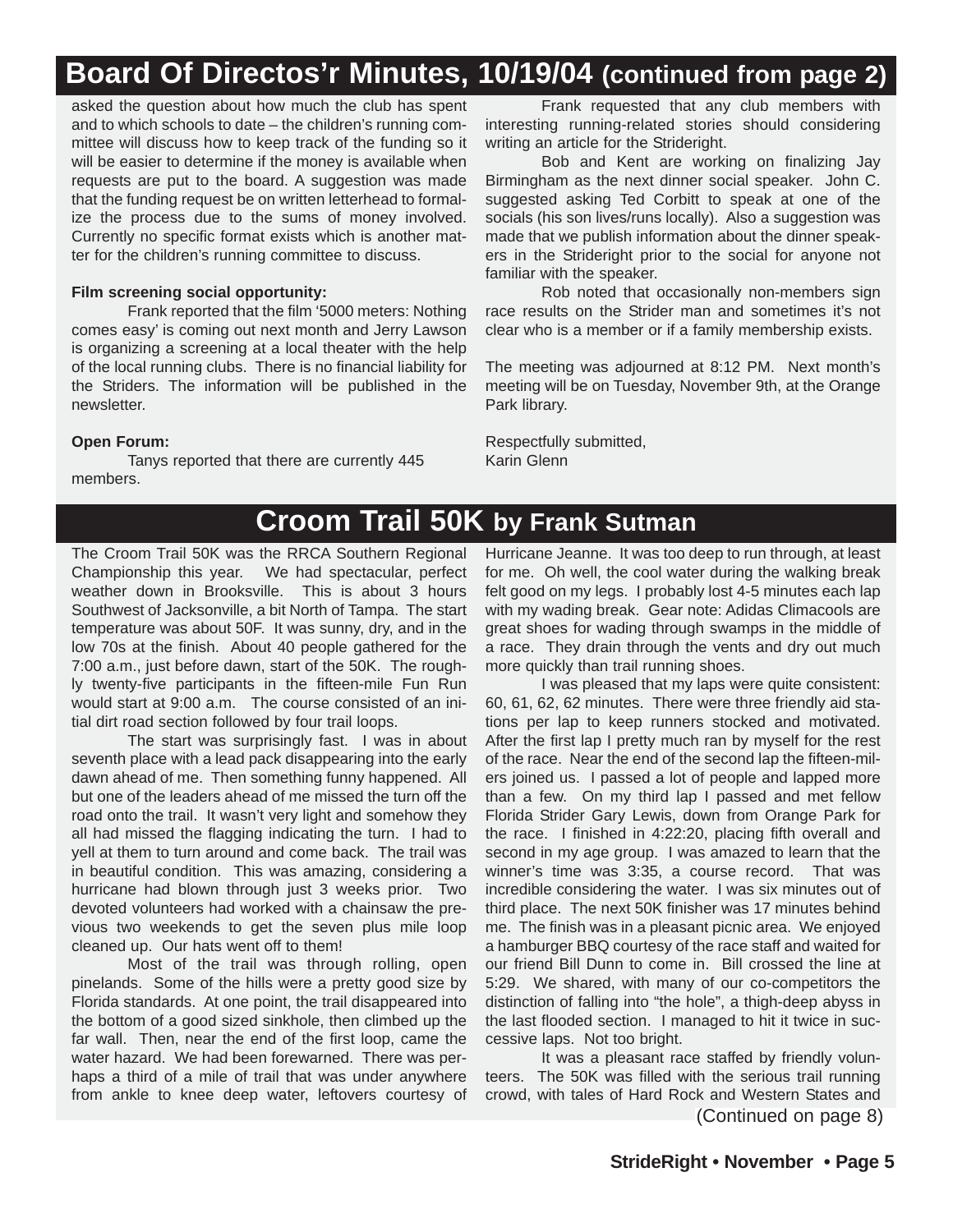## Board Of Directos'r Minutes, 10/19/04 (continued from page 2)

asked the question about how much the club has spent and to which schools to date – the children's running committee will discuss how to keep track of the funding so it will be easier to determine if the money is available when requests are put to the board. A suggestion was made that the funding request be on written letterhead to formalize the process due to the sums of money involved. Currently no specific format exists which is another matter for the children's running committee to discuss.

**Film screening social opportunity:**

Frank reported that the film '5000 meters: Nothing comes easy' is coming out next month and Jerry Lawson is organizing a screening at a local theater with the help of the local running clubs. There is no financial liability for the Striders. The information will be published in the newsletter.

**Open Forum:**

Tanys reported that there are currently 445 members.

Frank requested that any club members with interesting running-related stories should considering writing an article for the Strideright.

Bob and Kent are working on finalizing Jay Birmingham as the next dinner social speaker. John C. suggested asking Ted Corbitt to speak at one of the socials (his son lives/runs locally). Also a suggestion was made that we publish information about the dinner speakers in the Strideright prior to the social for anyone not familiar with the speaker.

Rob noted that occasionally non-members sign race results on the Strider man and sometimes it's not clear who is a member or if a family membership exists.

The meeting was adjourned at 8:12 PM. Next month's meeting will be on Tuesday, November 9th, at the Orange Park library.

Respectfully submitted,
Karin Glenn

## Croom Trail 50K by Frank Sutman

The Croom Trail 50K was the RRCA Southern Regional Championship this year. We had spectacular, perfect weather down in Brooksville. This is about 3 hours Southwest of Jacksonville, a bit North of Tampa. The start temperature was about 50F. It was sunny, dry, and in the low 70s at the finish. About 40 people gathered for the 7:00 a.m., just before dawn, start of the 50K. The roughly twenty-five participants in the fifteen-mile Fun Run would start at 9:00 a.m. The course consisted of an initial dirt road section followed by four trail loops.

The start was surprisingly fast. I was in about seventh place with a lead pack disappearing into the early dawn ahead of me. Then something funny happened. All but one of the leaders ahead of me missed the turn off the road onto the trail. It wasn't very light and somehow they all had missed the flagging indicating the turn. I had to yell at them to turn around and come back. The trail was in beautiful condition. This was amazing, considering a hurricane had blown through just 3 weeks prior. Two devoted volunteers had worked with a chainsaw the previous two weekends to get the seven plus mile loop cleaned up. Our hats went off to them!

Most of the trail was through rolling, open pinelands. Some of the hills were a pretty good size by Florida standards. At one point, the trail disappeared into the bottom of a good sized sinkhole, then climbed up the far wall. Then, near the end of the first loop, came the water hazard. We had been forewarned. There was perhaps a third of a mile of trail that was under anywhere from ankle to knee deep water, leftovers courtesy of Hurricane Jeanne. It was too deep to run through, at least for me. Oh well, the cool water during the walking break felt good on my legs. I probably lost 4-5 minutes each lap with my wading break. Gear note: Adidas Climacools are great shoes for wading through swamps in the middle of a race. They drain through the vents and dry out much more quickly than trail running shoes.

I was pleased that my laps were quite consistent: 60, 61, 62, 62 minutes. There were three friendly aid stations per lap to keep runners stocked and motivated. After the first lap I pretty much ran by myself for the rest of the race. Near the end of the second lap the fifteen-milers joined us. I passed a lot of people and lapped more than a few. On my third lap I passed and met fellow Florida Strider Gary Lewis, down from Orange Park for the race. I finished in 4:22:20, placing fifth overall and second in my age group. I was amazed to learn that the winner's time was 3:35, a course record. That was incredible considering the water. I was six minutes out of third place. The next 50K finisher was 17 minutes behind me. The finish was in a pleasant picnic area. We enjoyed a hamburger BBQ courtesy of the race staff and waited for our friend Bill Dunn to come in. Bill crossed the line at 5:29. We shared, with many of our co-competitors the distinction of falling into "the hole", a thigh-deep abyss in the last flooded section. I managed to hit it twice in successive laps. Not too bright.

It was a pleasant race staffed by friendly volunteers. The 50K was filled with the serious trail running crowd, with tales of Hard Rock and Western States and

(Continued on page 8)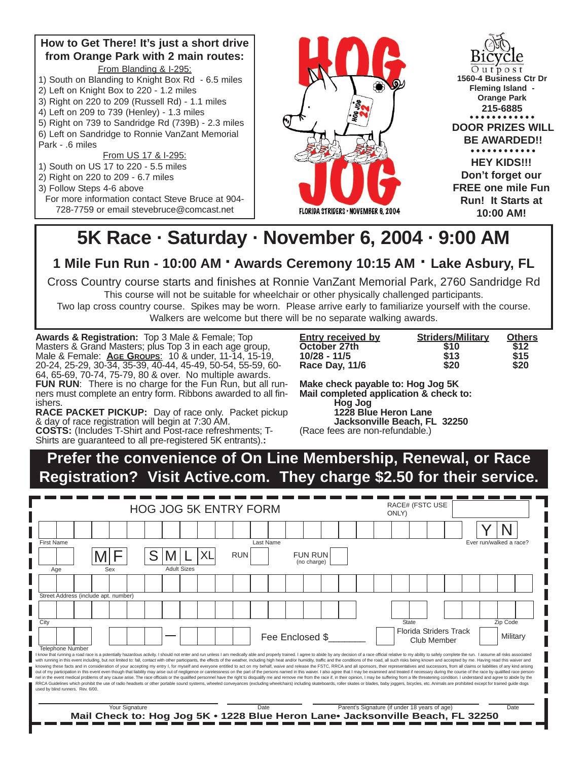**How to Get There! It's just a short drive from Orange Park with 2 main routes:**

From Blanding & I-295:

1) South on Blanding to Knight Box Rd - 6.5 miles
2) Left on Knight Box to 220 - 1.2 miles
3) Right on 220 to 209 (Russell Rd) - 1.1 miles
4) Left on 209 to 739 (Henley) - 1.3 miles
5) Right on 739 to Sandridge Rd (739B) - 2.3 miles
6) Left on Sandridge to Ronnie VanZant Memorial Park - .6 miles

From US 17 & I-295:

1) South on US 17 to 220 - 5.5 miles
2) Right on 220 to 209 - 6.7 miles
3) Follow Steps 4-6 above

For more information contact Steve Bruce at 904-728-7759 or email stevebruce@comcast.net

HOG JOG

FLORIDA STRIDERS • NOVEMBER 6, 2004

Bicycle Outpost
1560-4 Business Ctr Dr
Fleming Island - Orange Park
215-6885

**DOOR PRIZES WILL BE AWARDED!!**

**HEY KIDS!!! Don't forget our FREE one mile Fun Run! It Starts at 10:00 AM!**

# 5K Race · Saturday · November 6, 2004 · 9:00 AM

## 1 Mile Fun Run - 10:00 AM · Awards Ceremony 10:15 AM · Lake Asbury, FL

Cross Country course starts and finishes at Ronnie VanZant Memorial Park, 2760 Sandridge Rd

This course will not be suitable for wheelchair or other physically challenged participants.

Two lap cross country course. Spikes may be worn. Please arrive early to familiarize yourself with the course.

Walkers are welcome but there will be no separate walking awards.

**Awards & Registration:** Top 3 Male & Female; Top Masters & Grand Masters; plus Top 3 in each age group, Male & Female: **AGE GROUPS**: 10 & under, 11-14, 15-19, 20-24, 25-29, 30-34, 35-39, 40-44, 45-49, 50-54, 55-59, 60-64, 65-69, 70-74, 75-79, 80 & over. No multiple awards.

**FUN RUN**: There is no charge for the Fun Run, but all runners must complete an entry form. Ribbons awarded to all finishers.

**RACE PACKET PICKUP:** Day of race only. Packet pickup & day of race registration will begin at 7:30 AM.

**COSTS:** (Includes T-Shirt and Post-race refreshments; T-Shirts are guaranteed to all pre-registered 5K entrants).**:**

| Entry received by | Striders/Military | Others |
|---|---|---|
| October 27th | $10 | $12 |
| 10/28 - 11/5 | $13 | $15 |
| Race Day, 11/6 | $20 | $20 |

**Make check payable to: Hog Jog 5K**
**Mail completed application & check to:**
**Hog Jog**
**1228 Blue Heron Lane**
**Jacksonville Beach, FL 32250**
(Race fees are non-refundable.)

## Prefer the convenience of On Line Membership, Renewal, or Race Registration? Visit Active.com. They charge $2.50 for their service.

### HOG JOG 5K ENTRY FORM

RACE# (FSTC USE ONLY)

First Name | Last Name | Ever run/walked a race? Y N

Age | Sex M F | Adult Sizes S M L XL | RUN | FUN RUN (no charge)

Street Address (include apt. number)

City | State | Zip Code

Telephone Number | Fee Enclosed $_______ | Florida Striders Track Club Member | Military

I know that running a road race is a potentially hazardous activity. I should not enter and run unless I am medically able and properly trained. I agree to abide by any decision of a race official relative to my ability to safely complete the run. I assume all risks associated with running in this event including, but not limited to: fall, contact with other participants, the effects of the weather, including high heat and/or humidity, traffic and the conditions of the road, all such risks being known and accepted by me. Having read this waiver and knowing these facts and in consideration of your accepting my entry I, for myself and everyone entitled to act on my behalf, waive and release the FSTC, RRCA and all sponsors, their representatives and successors, from all claims or liabilities of any kind arising out of my participation in this event even though that liability may arise out of negligence or carelessness on the part of the persons named in this waiver. I also agree that I may be examined and treated if necessary during the course of the race by qualified race personnel in the event medical problems of any cause arise. The race officials or the qualified personnel have the right to disqualify me and remove me from the race if, in their opinion, I may be suffering from a life threatening condition. I understand and agree to abide by the RRCA Guidelines which prohibit the use of radio headsets or other portable sound systems, wheeled conveyances (excluding wheelchairs) including skateboards, roller skates or blades, baby joggers, bicycles, etc. Animals are prohibited except for trained guide dogs used by blind runners. Rev. 6/00.

Your Signature ______ Date ______ Parent's Signature (if under 18 years of age) ______ Date ______

**Mail Check to: Hog Jog 5K • 1228 Blue Heron Lane• Jacksonville Beach, FL 32250**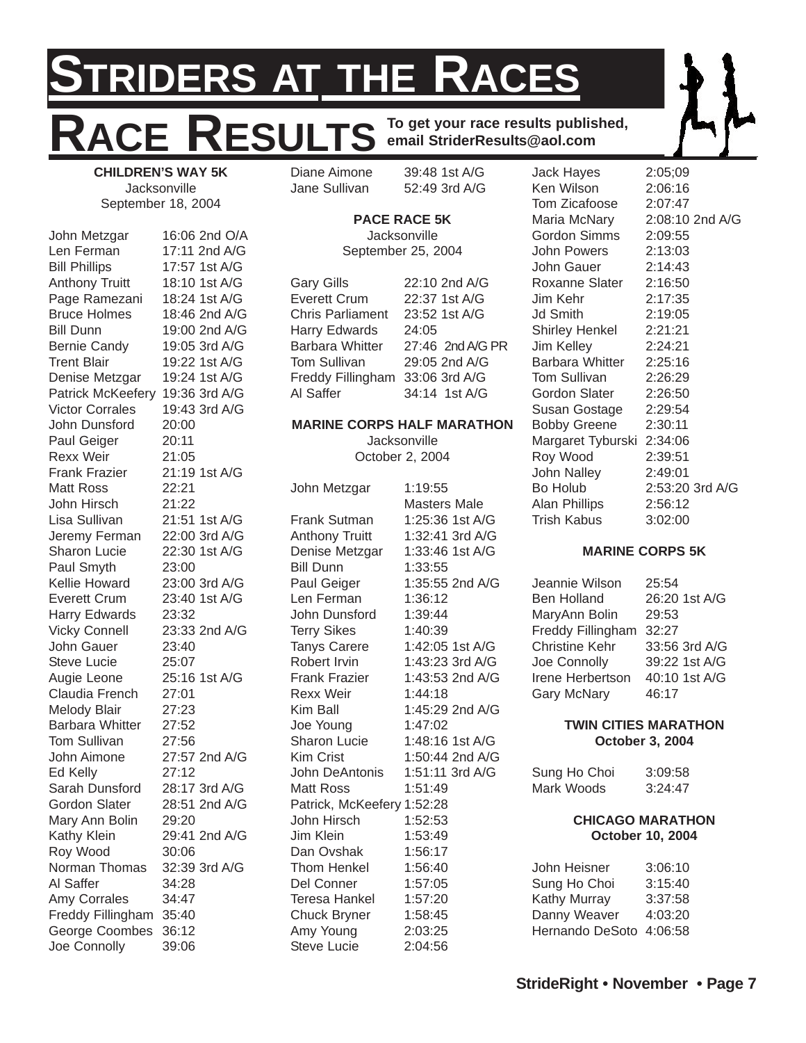# Striders at the Races

## Race Results

**To get your race results published, email StriderResults@aol.com**

### CHILDREN'S WAY 5K

Jacksonville
September 18, 2004

| Name | Time |
|---|---|
| John Metzgar | 16:06 2nd O/A |
| Len Ferman | 17:11 2nd A/G |
| Bill Phillips | 17:57 1st A/G |
| Anthony Truitt | 18:10 1st A/G |
| Page Ramezani | 18:24 1st A/G |
| Bruce Holmes | 18:46 2nd A/G |
| Bill Dunn | 19:00 2nd A/G |
| Bernie Candy | 19:05 3rd A/G |
| Trent Blair | 19:22 1st A/G |
| Denise Metzgar | 19:24 1st A/G |
| Patrick McKeefery | 19:36 3rd A/G |
| Victor Corrales | 19:43 3rd A/G |
| John Dunsford | 20:00 |
| Paul Geiger | 20:11 |
| Rexx Weir | 21:05 |
| Frank Frazier | 21:19 1st A/G |
| Matt Ross | 22:21 |
| John Hirsch | 21:22 |
| Lisa Sullivan | 21:51 1st A/G |
| Jeremy Ferman | 22:00 3rd A/G |
| Sharon Lucie | 22:30 1st A/G |
| Paul Smyth | 23:00 |
| Kellie Howard | 23:00 3rd A/G |
| Everett Crum | 23:40 1st A/G |
| Harry Edwards | 23:32 |
| Vicky Connell | 23:33 2nd A/G |
| John Gauer | 23:40 |
| Steve Lucie | 25:07 |
| Augie Leone | 25:16 1st A/G |
| Claudia French | 27:01 |
| Melody Blair | 27:23 |
| Barbara Whitter | 27:52 |
| Tom Sullivan | 27:56 |
| John Aimone | 27:57 2nd A/G |
| Ed Kelly | 27:12 |
| Sarah Dunsford | 28:17 3rd A/G |
| Gordon Slater | 28:51 2nd A/G |
| Mary Ann Bolin | 29:20 |
| Kathy Klein | 29:41 2nd A/G |
| Roy Wood | 30:06 |
| Norman Thomas | 32:39 3rd A/G |
| Al Saffer | 34:28 |
| Amy Corrales | 34:47 |
| Freddy Fillingham | 35:40 |
| George Coombes | 36:12 |
| Joe Connolly | 39:06 |
| Diane Aimone | 39:48 1st A/G |
| Jane Sullivan | 52:49 3rd A/G |

### PACE RACE 5K

Jacksonville
September 25, 2004

| Name | Time |
|---|---|
| Gary Gills | 22:10 2nd A/G |
| Everett Crum | 22:37 1st A/G |
| Chris Parliament | 23:52 1st A/G |
| Harry Edwards | 24:05 |
| Barbara Whitter | 27:46 2nd A/G PR |
| Tom Sullivan | 29:05 2nd A/G |
| Freddy Fillingham | 33:06 3rd A/G |
| Al Saffer | 34:14 1st A/G |

### MARINE CORPS HALF MARATHON

Jacksonville
October 2, 2004

| Name | Time |
|---|---|
| John Metzgar | 1:19:55 Masters Male |
| Frank Sutman | 1:25:36 1st A/G |
| Anthony Truitt | 1:32:41 3rd A/G |
| Denise Metzgar | 1:33:46 1st A/G |
| Bill Dunn | 1:33:55 |
| Paul Geiger | 1:35:55 2nd A/G |
| Len Ferman | 1:36:12 |
| John Dunsford | 1:39:44 |
| Terry Sikes | 1:40:39 |
| Tanys Carere | 1:42:05 1st A/G |
| Robert Irvin | 1:43:23 3rd A/G |
| Frank Frazier | 1:43:53 2nd A/G |
| Rexx Weir | 1:44:18 |
| Kim Ball | 1:45:29 2nd A/G |
| Joe Young | 1:47:02 |
| Sharon Lucie | 1:48:16 1st A/G |
| Kim Crist | 1:50:44 2nd A/G |
| John DeAntonis | 1:51:11 3rd A/G |
| Matt Ross | 1:51:49 |
| Patrick, McKeefery | 1:52:28 |
| John Hirsch | 1:52:53 |
| Jim Klein | 1:53:49 |
| Dan Ovshak | 1:56:17 |
| Thom Henkel | 1:56:40 |
| Del Conner | 1:57:05 |
| Teresa Hankel | 1:57:20 |
| Chuck Bryner | 1:58:45 |
| Amy Young | 2:03:25 |
| Steve Lucie | 2:04:56 |
| Jack Hayes | 2:05;09 |
| Ken Wilson | 2:06:16 |
| Tom Zicafoose | 2:07:47 |
| Maria McNary | 2:08:10 2nd A/G |
| Gordon Simms | 2:09:55 |
| John Powers | 2:13:03 |
| John Gauer | 2:14:43 |
| Roxanne Slater | 2:16:50 |
| Jim Kehr | 2:17:35 |
| Jd Smith | 2:19:05 |
| Shirley Henkel | 2:21:21 |
| Jim Kelley | 2:24:21 |
| Barbara Whitter | 2:25:16 |
| Tom Sullivan | 2:26:29 |
| Gordon Slater | 2:26:50 |
| Susan Gostage | 2:29:54 |
| Bobby Greene | 2:30:11 |
| Margaret Tyburski | 2:34:06 |
| Roy Wood | 2:39:51 |
| John Nalley | 2:49:01 |
| Bo Holub | 2:53:20 3rd A/G |
| Alan Phillips | 2:56:12 |
| Trish Kabus | 3:02:00 |

### MARINE CORPS 5K

| Name | Time |
|---|---|
| Jeannie Wilson | 25:54 |
| Ben Holland | 26:20 1st A/G |
| MaryAnn Bolin | 29:53 |
| Freddy Fillingham | 32:27 |
| Christine Kehr | 33:56 3rd A/G |
| Joe Connolly | 39:22 1st A/G |
| Irene Herbertson | 40:10 1st A/G |
| Gary McNary | 46:17 |

### TWIN CITIES MARATHON

**October 3, 2004**

| Name | Time |
|---|---|
| Sung Ho Choi | 3:09:58 |
| Mark Woods | 3:24:47 |

### CHICAGO MARATHON

**October 10, 2004**

| Name | Time |
|---|---|
| John Heisner | 3:06:10 |
| Sung Ho Choi | 3:15:40 |
| Kathy Murray | 3:37:58 |
| Danny Weaver | 4:03:20 |
| Hernando DeSoto | 4:06:58 |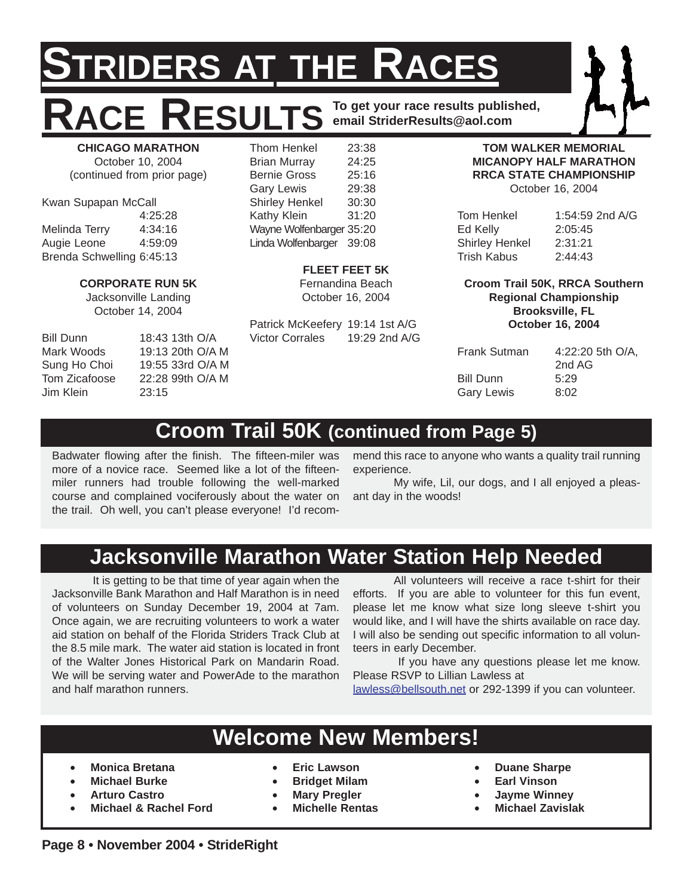# STRIDERS AT THE RACES

## RACE RESULTS

**To get your race results published, email StriderResults@aol.com**

**CHICAGO MARATHON**
October 10, 2004
(continued from prior page)

| | |
|---|---|
| Kwan Supapan McCall | 4:25:28 |
| Melinda Terry | 4:34:16 |
| Augie Leone | 4:59:09 |
| Brenda Schwelling | 6:45:13 |

**CORPORATE RUN 5K**
Jacksonville Landing
October 14, 2004

| | |
|---|---|
| Bill Dunn | 18:43 13th O/A |
| Mark Woods | 19:13 20th O/A M |
| Sung Ho Choi | 19:55 33rd O/A M |
| Tom Zicafoose | 22:28 99th O/A M |
| Jim Klein | 23:15 |
| Thom Henkel | 23:38 |
| Brian Murray | 24:25 |
| Bernie Gross | 25:16 |
| Gary Lewis | 29:38 |
| Shirley Henkel | 30:30 |
| Kathy Klein | 31:20 |
| Wayne Wolfenbarger | 35:20 |
| Linda Wolfenbarger | 39:08 |

**FLEET FEET 5K**
Fernandina Beach
October 16, 2004

| | |
|---|---|
| Patrick McKeefery | 19:14 1st A/G |
| Victor Corrales | 19:29 2nd A/G |

**TOM WALKER MEMORIAL MICANOPY HALF MARATHON RRCA STATE CHAMPIONSHIP**
October 16, 2004

| | |
|---|---|
| Tom Henkel | 1:54:59 2nd A/G |
| Ed Kelly | 2:05:45 |
| Shirley Henkel | 2:31:21 |
| Trish Kabus | 2:44:43 |

**Croom Trail 50K, RRCA Southern Regional Championship Brooksville, FL October 16, 2004**

| | |
|---|---|
| Frank Sutman | 4:22:20 5th O/A, 2nd AG |
| Bill Dunn | 5:29 |
| Gary Lewis | 8:02 |

## Croom Trail 50K (continued from Page 5)

Badwater flowing after the finish. The fifteen-miler was more of a novice race. Seemed like a lot of the fifteen-miler runners had trouble following the well-marked course and complained vociferously about the water on the trail. Oh well, you can't please everyone! I'd recommend this race to anyone who wants a quality trail running experience.

My wife, Lil, our dogs, and I all enjoyed a pleasant day in the woods!

## Jacksonville Marathon Water Station Help Needed

It is getting to be that time of year again when the Jacksonville Bank Marathon and Half Marathon is in need of volunteers on Sunday December 19, 2004 at 7am. Once again, we are recruiting volunteers to work a water aid station on behalf of the Florida Striders Track Club at the 8.5 mile mark. The water aid station is located in front of the Walter Jones Historical Park on Mandarin Road. We will be serving water and PowerAde to the marathon and half marathon runners.

All volunteers will receive a race t-shirt for their efforts. If you are able to volunteer for this fun event, please let me know what size long sleeve t-shirt you would like, and I will have the shirts available on race day. I will also be sending out specific information to all volunteers in early December.

If you have any questions please let me know. Please RSVP to Lillian Lawless at lawless@bellsouth.net or 292-1399 if you can volunteer.

## Welcome New Members!

- **Monica Bretana**
- **Michael Burke**
- **Arturo Castro**
- **Michael & Rachel Ford**
- **Eric Lawson**
- **Bridget Milam**
- **Mary Pregler**
- **Michelle Rentas**
- **Duane Sharpe**
- **Earl Vinson**
- **Jayme Winney**
- **Michael Zavislak**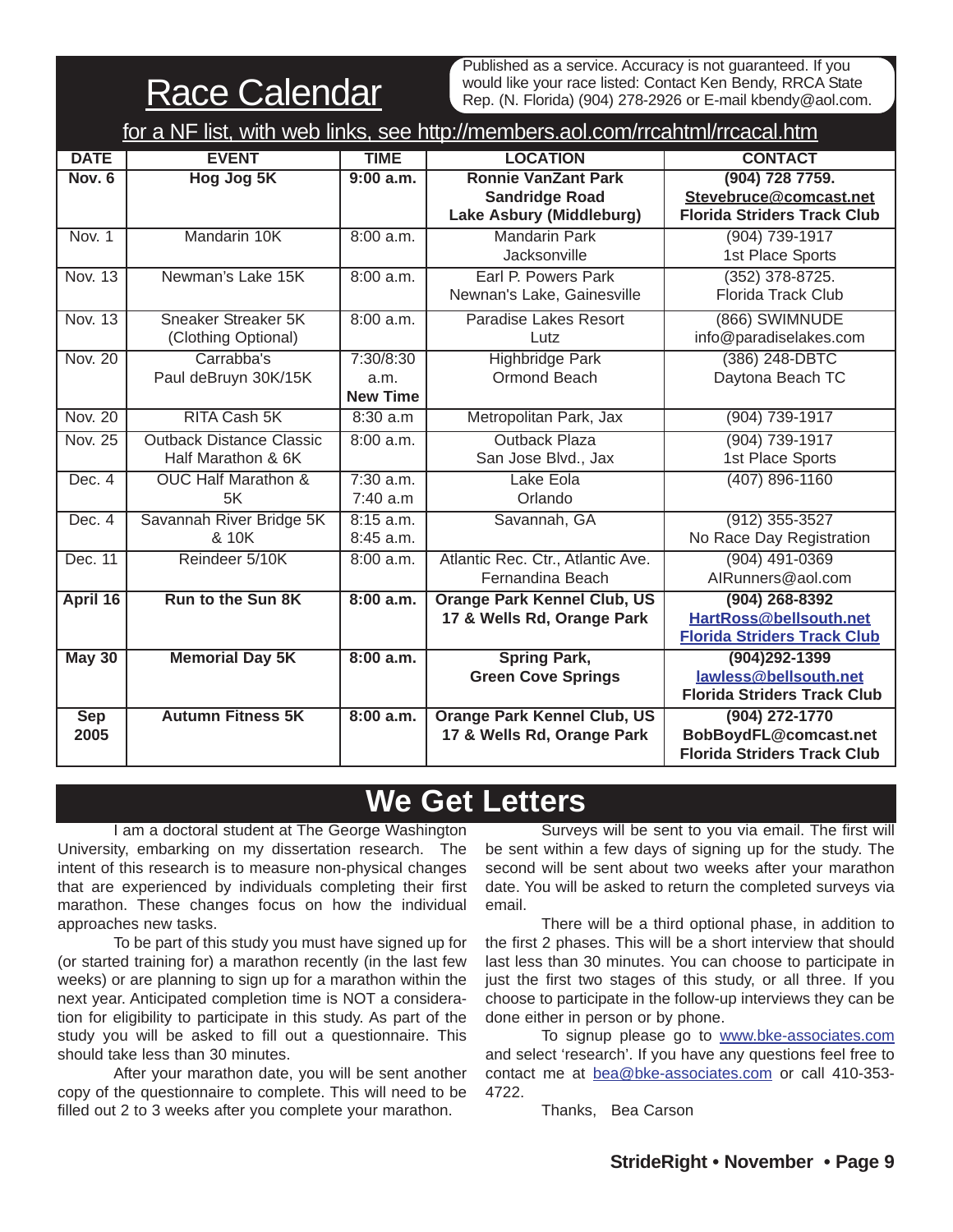# Race Calendar

Published as a service. Accuracy is not guaranteed. If you would like your race listed: Contact Ken Bendy, RRCA State Rep. (N. Florida) (904) 278-2926 or E-mail kbendy@aol.com.

for a NF list, with web links, see http://members.aol.com/rrcahtml/rrcacal.htm

| DATE | EVENT | TIME | LOCATION | CONTACT |
|---|---|---|---|---|
| **Nov. 6** | **Hog Jog 5K** | **9:00 a.m.** | **Ronnie VanZant Park Sandridge Road Lake Asbury (Middleburg)** | **(904) 728 7759. Stevebruce@comcast.net Florida Striders Track Club** |
| Nov. 1 | Mandarin 10K | 8:00 a.m. | Mandarin Park Jacksonville | (904) 739-1917 1st Place Sports |
| Nov. 13 | Newman's Lake 15K | 8:00 a.m. | Earl P. Powers Park Newnan's Lake, Gainesville | (352) 378-8725. Florida Track Club |
| Nov. 13 | Sneaker Streaker 5K (Clothing Optional) | 8:00 a.m. | Paradise Lakes Resort Lutz | (866) SWIMNUDE info@paradiselakes.com |
| Nov. 20 | Carrabba's Paul deBruyn 30K/15K | 7:30/8:30 a.m. **New Time** | Highbridge Park Ormond Beach | (386) 248-DBTC Daytona Beach TC |
| Nov. 20 | RITA Cash 5K | 8:30 a.m | Metropolitan Park, Jax | (904) 739-1917 |
| Nov. 25 | Outback Distance Classic Half Marathon & 6K | 8:00 a.m. | Outback Plaza San Jose Blvd., Jax | (904) 739-1917 1st Place Sports |
| Dec. 4 | OUC Half Marathon & 5K | 7:30 a.m. 7:40 a.m | Lake Eola Orlando | (407) 896-1160 |
| Dec. 4 | Savannah River Bridge 5K & 10K | 8:15 a.m. 8:45 a.m. | Savannah, GA | (912) 355-3527 No Race Day Registration |
| Dec. 11 | Reindeer 5/10K | 8:00 a.m. | Atlantic Rec. Ctr., Atlantic Ave. Fernandina Beach | (904) 491-0369 AIRunners@aol.com |
| **April 16** | **Run to the Sun 8K** | **8:00 a.m.** | **Orange Park Kennel Club, US 17 & Wells Rd, Orange Park** | **(904) 268-8392 HartRoss@bellsouth.net Florida Striders Track Club** |
| **May 30** | **Memorial Day 5K** | **8:00 a.m.** | **Spring Park, Green Cove Springs** | **(904)292-1399 lawless@bellsouth.net Florida Striders Track Club** |
| **Sep 2005** | **Autumn Fitness 5K** | **8:00 a.m.** | **Orange Park Kennel Club, US 17 & Wells Rd, Orange Park** | **(904) 272-1770 BobBoydFL@comcast.net Florida Striders Track Club** |

# We Get Letters

I am a doctoral student at The George Washington University, embarking on my dissertation research. The intent of this research is to measure non-physical changes that are experienced by individuals completing their first marathon. These changes focus on how the individual approaches new tasks.

To be part of this study you must have signed up for (or started training for) a marathon recently (in the last few weeks) or are planning to sign up for a marathon within the next year. Anticipated completion time is NOT a consideration for eligibility to participate in this study. As part of the study you will be asked to fill out a questionnaire. This should take less than 30 minutes.

After your marathon date, you will be sent another copy of the questionnaire to complete. This will need to be filled out 2 to 3 weeks after you complete your marathon.

Surveys will be sent to you via email. The first will be sent within a few days of signing up for the study. The second will be sent about two weeks after your marathon date. You will be asked to return the completed surveys via email.

There will be a third optional phase, in addition to the first 2 phases. This will be a short interview that should last less than 30 minutes. You can choose to participate in just the first two stages of this study, or all three. If you choose to participate in the follow-up interviews they can be done either in person or by phone.

To signup please go to www.bke-associates.com and select 'research'. If you have any questions feel free to contact me at bea@bke-associates.com or call 410-353-4722.

Thanks, Bea Carson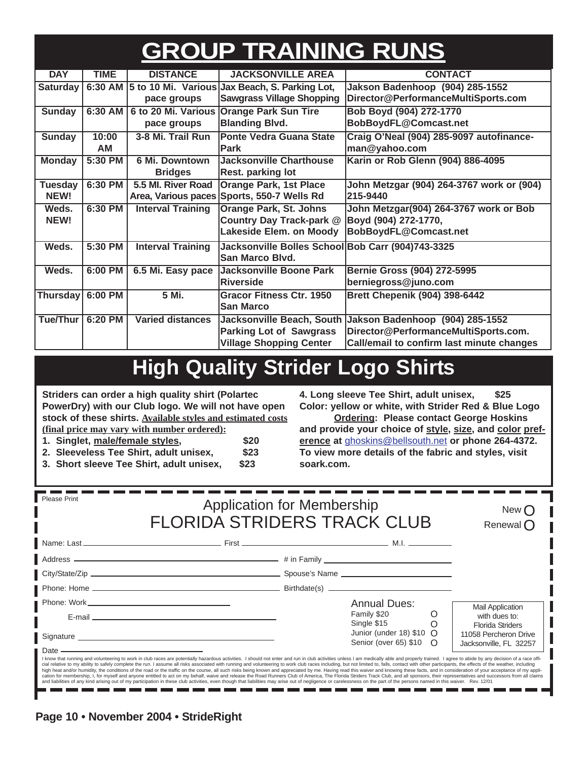# GROUP TRAINING RUNS

| DAY | TIME | DISTANCE | JACKSONVILLE AREA | CONTACT |
|---|---|---|---|---|
| Saturday | 6:30 AM | 5 to 10 Mi. Various pace groups | Jax Beach, S. Parking Lot, Sawgrass Village Shopping | Jakson Badenhoop (904) 285-1552 Director@PerformanceMultiSports.com |
| Sunday | 6:30 AM | 6 to 20 Mi. Various pace groups | Orange Park Sun Tire Blanding Blvd. | Bob Boyd (904) 272-1770 BobBoydFL@Comcast.net |
| Sunday | 10:00 AM | 3-8 Mi. Trail Run | Ponte Vedra Guana State Park | Craig O'Neal (904) 285-9097 autofinance-man@yahoo.com |
| Monday | 5:30 PM | 6 Mi. Downtown Bridges | Jacksonville Charthouse Rest. parking lot | Karin or Rob Glenn (904) 886-4095 |
| Tuesday NEW! | 6:30 PM | 5.5 MI. River Road Area, Various paces | Orange Park, 1st Place Sports, 550-7 Wells Rd | John Metzgar (904) 264-3767 work or (904) 215-9440 |
| Weds. NEW! | 6:30 PM | Interval Training | Orange Park, St. Johns Country Day Track-park @ Lakeside Elem. on Moody | John Metzgar(904) 264-3767 work or Bob Boyd (904) 272-1770, BobBoydFL@Comcast.net |
| Weds. | 5:30 PM | Interval Training | Jacksonville Bolles School San Marco Blvd. | Bob Carr (904)743-3325 |
| Weds. | 6:00 PM | 6.5 Mi. Easy pace | Jacksonville Boone Park Riverside | Bernie Gross (904) 272-5995 berniegross@juno.com |
| Thursday | 6:00 PM | 5 Mi. | Gracor Fitness Ctr. 1950 San Marco | Brett Chepenik (904) 398-6442 |
| Tue/Thur | 6:20 PM | Varied distances | Jacksonville Beach, South Parking Lot of Sawgrass Village Shopping Center | Jakson Badenhoop (904) 285-1552 Director@PerformanceMultiSports.com. Call/email to confirm last minute changes |

# High Quality Strider Logo Shirts

**Striders can order a high quality shirt (Polartec PowerDry) with our Club logo. We will not have open stock of these shirts. Available styles and estimated costs (final price may vary with number ordered):**

1. **Singlet, male/female styles, $20**
2. **Sleeveless Tee Shirt, adult unisex, $23**
3. **Short sleeve Tee Shirt, adult unisex, $23**
4. **Long sleeve Tee Shirt, adult unisex, $25**

**Color: yellow or white, with Strider Red & Blue Logo**

**Ordering: Please contact George Hoskins and provide your choice of style, size, and color preference at** ghoskins@bellsouth.net **or phone 264-4372. To view more details of the fabric and styles, visit soark.com.**

---

Please Print

## Application for Membership
## FLORIDA STRIDERS TRACK CLUB

New ○ Renewal ○

Name: Last ______________ First ______________ M.I. ______

Address ______________ # in Family ______________

City/State/Zip ______________ Spouse's Name ______________

Phone: Home ______________ Birthdate(s) ______________

Phone: Work ______________

E-mail ______________

Signature ______________

Date ______________

Annual Dues:
- Family $20 ○
- Single $15 ○
- Junior (under 18) $10 ○
- Senior (over 65) $10 ○

Mail Application with dues to:
Florida Striders
11058 Percheron Drive
Jacksonville, FL 32257

I know that running and volunteering to work in club races are potentially hazardous activities. I should not enter and run in club activities unless I am medically able and properly trained. I agree to abide by any decision of a race official relative to my ability to safely complete the run. I assume all risks associated with running and volunteering to work club races including, but not limited to, falls, contact with other participants, the effects of the weather, including high heat and/or humidity, the conditions of the road or the traffic on the course, all such risks being known and appreciated by me. Having read this waiver and knowing these facts, and in consideration of your acceptance of my application for membership, I, for myself and anyone entitled to act on my behalf, waive and release the Road Runners Club of America, The Florida Striders Track Club, and all sponsors, their representatives and successors from all claims and liabilities of any kind arising out of my participation in these club activities, even though that liabilities may arise out of negligence or carelessness on the part of the persons named in this waiver. Rev. 12/01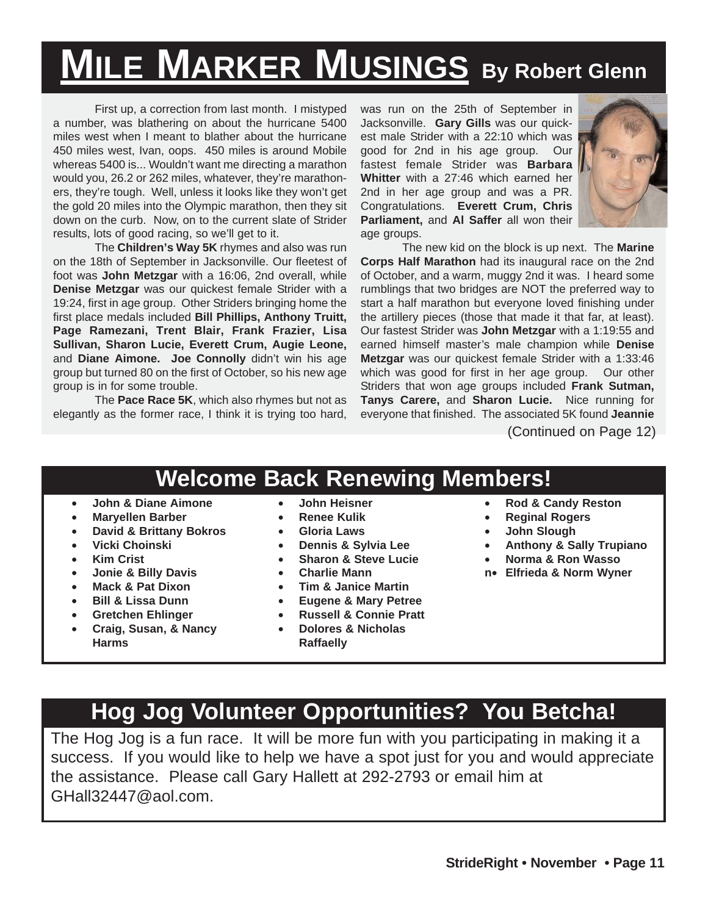# Mile Marker Musings By Robert Glenn

First up, a correction from last month. I mistyped a number, was blathering on about the hurricane 5400 miles west when I meant to blather about the hurricane 450 miles west, Ivan, oops. 450 miles is around Mobile whereas 5400 is... Wouldn't want me directing a marathon would you, 26.2 or 262 miles, whatever, they're marathoners, they're tough. Well, unless it looks like they won't get the gold 20 miles into the Olympic marathon, then they sit down on the curb. Now, on to the current slate of Strider results, lots of good racing, so we'll get to it.

The **Children's Way 5K** rhymes and also was run on the 18th of September in Jacksonville. Our fleetest of foot was **John Metzgar** with a 16:06, 2nd overall, while **Denise Metzgar** was our quickest female Strider with a 19:24, first in age group. Other Striders bringing home the first place medals included **Bill Phillips, Anthony Truitt, Page Ramezani, Trent Blair, Frank Frazier, Lisa Sullivan, Sharon Lucie, Everett Crum, Augie Leone,** and **Diane Aimone. Joe Connolly** didn't win his age group but turned 80 on the first of October, so his new age group is in for some trouble.

The **Pace Race 5K**, which also rhymes but not as elegantly as the former race, I think it is trying too hard, was run on the 25th of September in Jacksonville. **Gary Gills** was our quickest male Strider with a 22:10 which was good for 2nd in his age group. Our fastest female Strider was **Barbara Whitter** with a 27:46 which earned her 2nd in her age group and was a PR. Congratulations. **Everett Crum, Chris Parliament,** and **Al Saffer** all won their age groups.

The new kid on the block is up next. The **Marine Corps Half Marathon** had its inaugural race on the 2nd of October, and a warm, muggy 2nd it was. I heard some rumblings that two bridges are NOT the preferred way to start a half marathon but everyone loved finishing under the artillery pieces (those that made it that far, at least). Our fastest Strider was **John Metzgar** with a 1:19:55 and earned himself master's male champion while **Denise Metzgar** was our quickest female Strider with a 1:33:46 which was good for first in her age group. Our other Striders that won age groups included **Frank Sutman, Tanys Carere,** and **Sharon Lucie.** Nice running for everyone that finished. The associated 5K found **Jeannie**

(Continued on Page 12)

## Welcome Back Renewing Members!

- **John & Diane Aimone**
- **Maryellen Barber**
- **David & Brittany Bokros**
- **Vicki Choinski**
- **Kim Crist**
- **Jonie & Billy Davis**
- **Mack & Pat Dixon**
- **Bill & Lissa Dunn**
- **Gretchen Ehlinger**
- **Craig, Susan, & Nancy Harms**
- **John Heisner**
- **Renee Kulik**
- **Gloria Laws**
- **Dennis & Sylvia Lee**
- **Sharon & Steve Lucie**
- **Charlie Mann**
- **Tim & Janice Martin**
- **Eugene & Mary Petree**
- **Russell & Connie Pratt**
- **Dolores & Nicholas Raffaelly**
- **Rod & Candy Reston**
- **Reginal Rogers**
- **John Slough**
- **Anthony & Sally Trupiano**
- **Norma & Ron Wasso**
- **Elfrieda & Norm Wyner**

## Hog Jog Volunteer Opportunities? You Betcha!

The Hog Jog is a fun race. It will be more fun with you participating in making it a success. If you would like to help we have a spot just for you and would appreciate the assistance. Please call Gary Hallett at 292-2793 or email him at GHall32447@aol.com.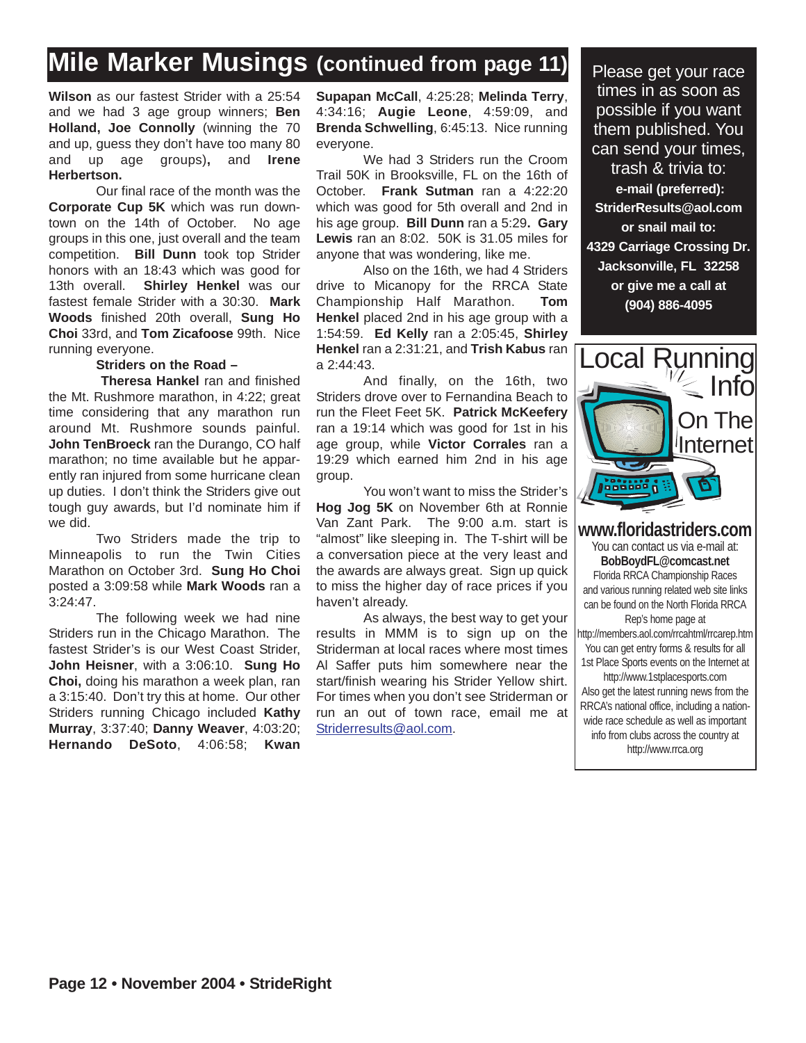# Mile Marker Musings (continued from page 11)

**Wilson** as our fastest Strider with a 25:54 and we had 3 age group winners; **Ben Holland, Joe Connolly** (winning the 70 and up, guess they don't have too many 80 and up age groups)**,** and **Irene Herbertson.**

Our final race of the month was the **Corporate Cup 5K** which was run downtown on the 14th of October. No age groups in this one, just overall and the team competition. **Bill Dunn** took top Strider honors with an 18:43 which was good for 13th overall. **Shirley Henkel** was our fastest female Strider with a 30:30. **Mark Woods** finished 20th overall, **Sung Ho Choi** 33rd, and **Tom Zicafoose** 99th. Nice running everyone.

**Striders on the Road –**

**Theresa Hankel** ran and finished the Mt. Rushmore marathon, in 4:22; great time considering that any marathon run around Mt. Rushmore sounds painful. **John TenBroeck** ran the Durango, CO half marathon; no time available but he apparently ran injured from some hurricane clean up duties. I don't think the Striders give out tough guy awards, but I'd nominate him if we did.

Two Striders made the trip to Minneapolis to run the Twin Cities Marathon on October 3rd. **Sung Ho Choi** posted a 3:09:58 while **Mark Woods** ran a 3:24:47.

The following week we had nine Striders run in the Chicago Marathon. The fastest Strider's is our West Coast Strider, **John Heisner**, with a 3:06:10. **Sung Ho Choi,** doing his marathon a week plan, ran a 3:15:40. Don't try this at home. Our other Striders running Chicago included **Kathy Murray**, 3:37:40; **Danny Weaver**, 4:03:20; **Hernando DeSoto**, 4:06:58; **Kwan Supapan McCall**, 4:25:28; **Melinda Terry**, 4:34:16; **Augie Leone**, 4:59:09, and **Brenda Schwelling**, 6:45:13. Nice running everyone.

We had 3 Striders run the Croom Trail 50K in Brooksville, FL on the 16th of October. **Frank Sutman** ran a 4:22:20 which was good for 5th overall and 2nd in his age group. **Bill Dunn** ran a 5:29**. Gary Lewis** ran an 8:02. 50K is 31.05 miles for anyone that was wondering, like me.

Also on the 16th, we had 4 Striders drive to Micanopy for the RRCA State Championship Half Marathon. **Tom Henkel** placed 2nd in his age group with a 1:54:59. **Ed Kelly** ran a 2:05:45, **Shirley Henkel** ran a 2:31:21, and **Trish Kabus** ran a 2:44:43.

And finally, on the 16th, two Striders drove over to Fernandina Beach to run the Fleet Feet 5K. **Patrick McKeefery** ran a 19:14 which was good for 1st in his age group, while **Victor Corrales** ran a 19:29 which earned him 2nd in his age group.

You won't want to miss the Strider's **Hog Jog 5K** on November 6th at Ronnie Van Zant Park. The 9:00 a.m. start is "almost" like sleeping in. The T-shirt will be a conversation piece at the very least and the awards are always great. Sign up quick to miss the higher day of race prices if you haven't already.

As always, the best way to get your results in MMM is to sign up on the Striderman at local races where most times Al Saffer puts him somewhere near the start/finish wearing his Strider Yellow shirt. For times when you don't see Striderman or run an out of town race, email me at Striderresults@aol.com.

---

Please get your race times in as soon as possible if you want them published. You can send your times, trash & trivia to:

**e-mail (preferred):**
**StriderResults@aol.com**
**or snail mail to:**
**4329 Carriage Crossing Dr.**
**Jacksonville, FL 32258**
**or give me a call at**
**(904) 886-4095**

---

## Local Running Info On The Internet

**www.floridastriders.com**

You can contact us via e-mail at:
**BobBoydFL@comcast.net**

Florida RRCA Championship Races and various running related web site links can be found on the North Florida RRCA Rep's home page at http://members.aol.com/rrcahtml/rrcarep.htm

You can get entry forms & results for all 1st Place Sports events on the Internet at http://www.1stplacesports.com

Also get the latest running news from the RRCA's national office, including a nation-wide race schedule as well as important info from clubs across the country at http://www.rrca.org